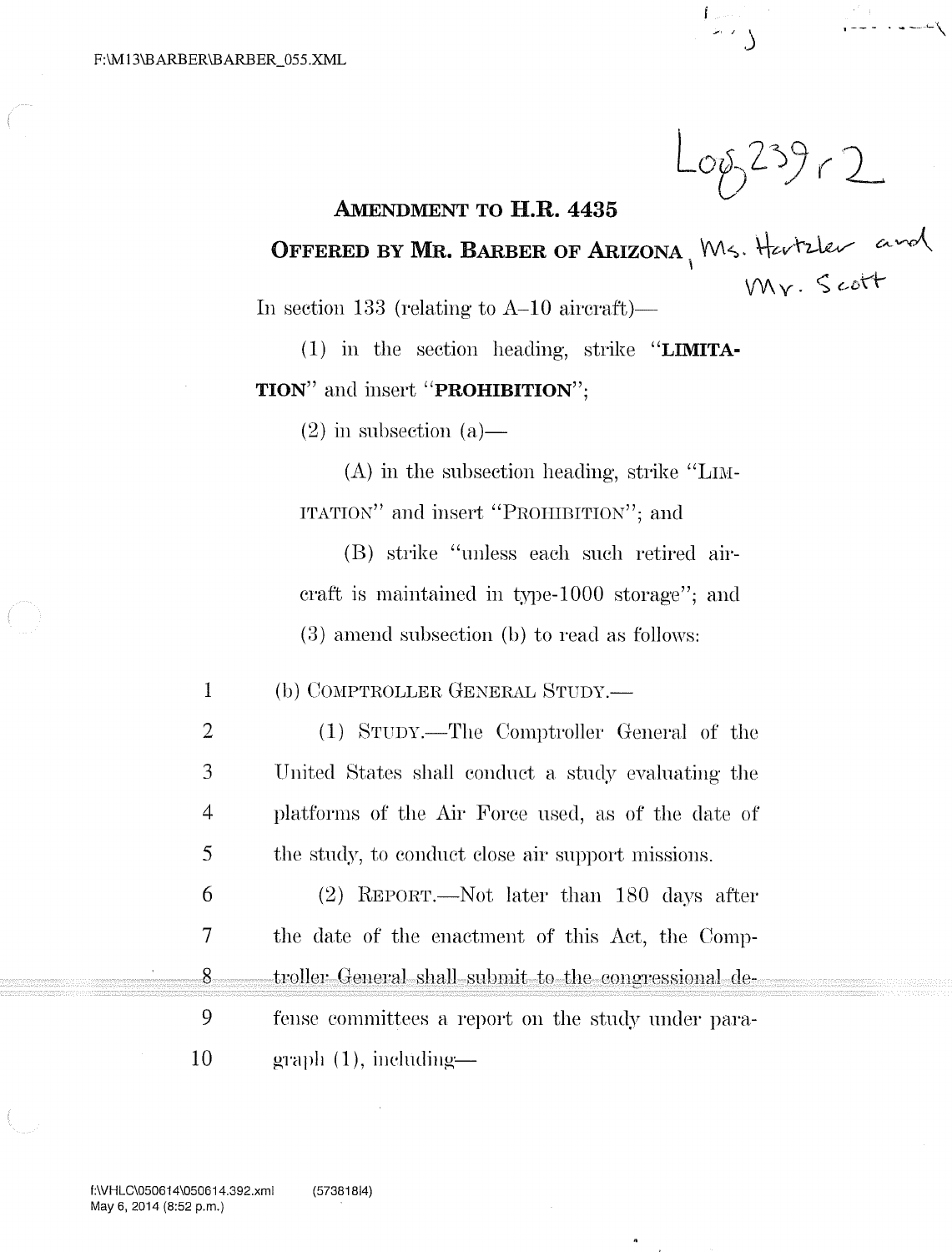F:\M13\BARBER\BARBER_055.XML

Log 239 r2

**AMENDMENT TO H.R. 4435**

**OFFERED BY MR. BARBER OF ARIZONA**, Ms. Hartzler and Mr. Scott

In section 133 (relating to A–10 aircraft)—

(1) in the section heading, strike "**LIMITATION**" and insert "**PROHIBITION**";

(2) in subsection (a)—

(A) in the subsection heading, strike "LIMITATION" and insert "PROHIBITION"; and

(B) strike "unless each such retired aircraft is maintained in type-1000 storage"; and

(3) amend subsection (b) to read as follows:

1 (b) COMPTROLLER GENERAL STUDY.—

2 (1) STUDY.—The Comptroller General of the
3 United States shall conduct a study evaluating the
4 platforms of the Air Force used, as of the date of
5 the study, to conduct close air support missions.

6 (2) REPORT.—Not later than 180 days after
7 the date of the enactment of this Act, the Comp-
8 troller General shall submit to the congressional de-
9 fense committees a report on the study under para-
10 graph (1), including—

f:\VHLC\050614\050614.392.xml (573818|4)
May 6, 2014 (8:52 p.m.)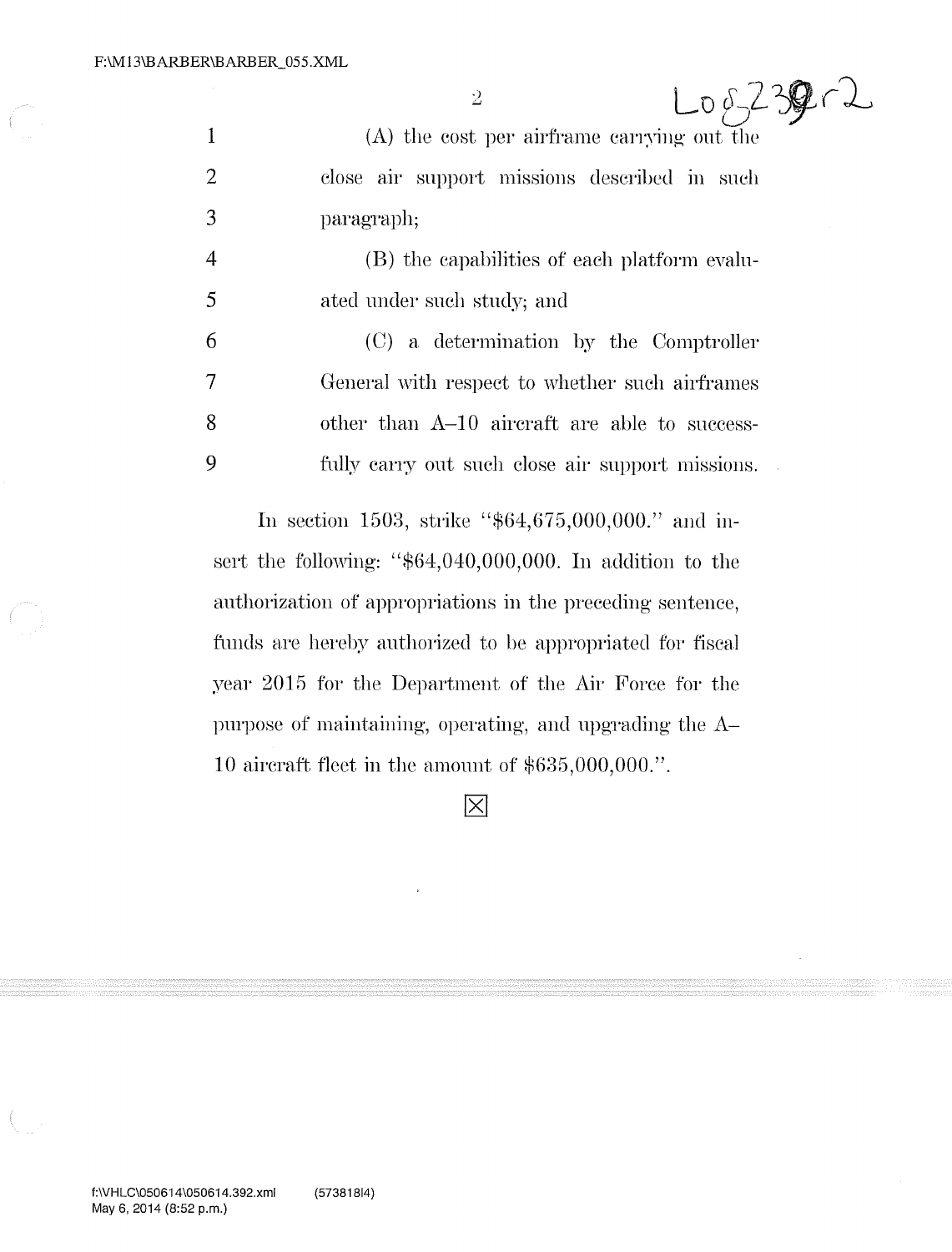(A) the cost per airframe carrying out the close air support missions described in such paragraph;

(B) the capabilities of each platform evaluated under such study; and

(C) a determination by the Comptroller General with respect to whether such airframes other than A–10 aircraft are able to successfully carry out such close air support missions.

In section 1503, strike "$64,675,000,000." and insert the following: "$64,040,000,000. In addition to the authorization of appropriations in the preceding sentence, funds are hereby authorized to be appropriated for fiscal year 2015 for the Department of the Air Force for the purpose of maintaining, operating, and upgrading the A–10 aircraft fleet in the amount of $635,000,000.".

☒